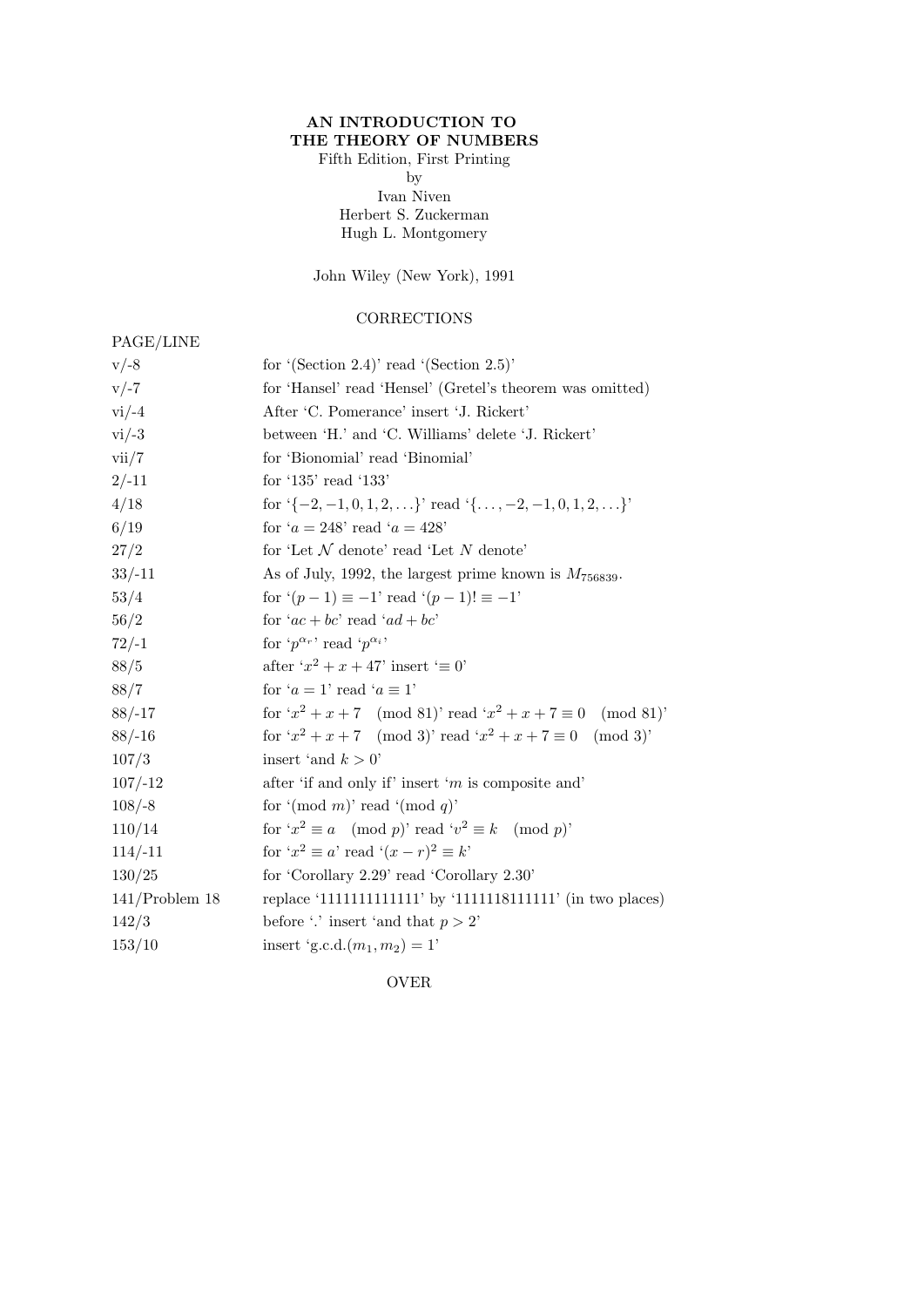**AN INTRODUCTION TO THE THEORY OF NUMBERS**

Fifth Edition, First Printing

by

Ivan Niven
Herbert S. Zuckerman
Hugh L. Montgomery

John Wiley (New York), 1991

CORRECTIONS

| PAGE/LINE | |
|---|---|
| v/-8 | for '(Section 2.4)' read '(Section 2.5)' |
| v/-7 | for 'Hansel' read 'Hensel' (Gretel's theorem was omitted) |
| vi/-4 | After 'C. Pomerance' insert 'J. Rickert' |
| vi/-3 | between 'H.' and 'C. Williams' delete 'J. Rickert' |
| vii/7 | for 'Bionomial' read 'Binomial' |
| 2/-11 | for '135' read '133' |
| 4/18 | for '$\{-2,-1,0,1,2,\ldots\}$' read '$\{\ldots,-2,-1,0,1,2,\ldots\}$' |
| 6/19 | for '$a = 248$' read '$a = 428$' |
| 27/2 | for 'Let $\mathcal{N}$ denote' read 'Let $N$ denote' |
| 33/-11 | As of July, 1992, the largest prime known is $M_{756839}$. |
| 53/4 | for '$(p-1) \equiv -1$' read '$(p-1)! \equiv -1$' |
| 56/2 | for '$ac + bc$' read '$ad + bc$' |
| 72/-1 | for '$p^{\alpha_r}$' read '$p^{\alpha_i}$' |
| 88/5 | after '$x^2 + x + 47$' insert '$\equiv 0$' |
| 88/7 | for '$a = 1$' read '$a \equiv 1$' |
| 88/-17 | for '$x^2 + x + 7 \pmod{81}$' read '$x^2 + x + 7 \equiv 0 \pmod{81}$' |
| 88/-16 | for '$x^2 + x + 7 \pmod{3}$' read '$x^2 + x + 7 \equiv 0 \pmod{3}$' |
| 107/3 | insert 'and $k > 0$' |
| 107/-12 | after 'if and only if' insert '$m$ is composite and' |
| 108/-8 | for '(mod $m$)' read '(mod $q$)' |
| 110/14 | for '$x^2 \equiv a \pmod{p}$' read '$v^2 \equiv k \pmod{p}$' |
| 114/-11 | for '$x^2 \equiv a$' read '$(x-r)^2 \equiv k$' |
| 130/25 | for 'Corollary 2.29' read 'Corollary 2.30' |
| 141/Problem 18 | replace '1111111111111' by '1111118111111' (in two places) |
| 142/3 | before '.' insert 'and that $p > 2$' |
| 153/10 | insert 'g.c.d.$(m_1, m_2) = 1$' |

OVER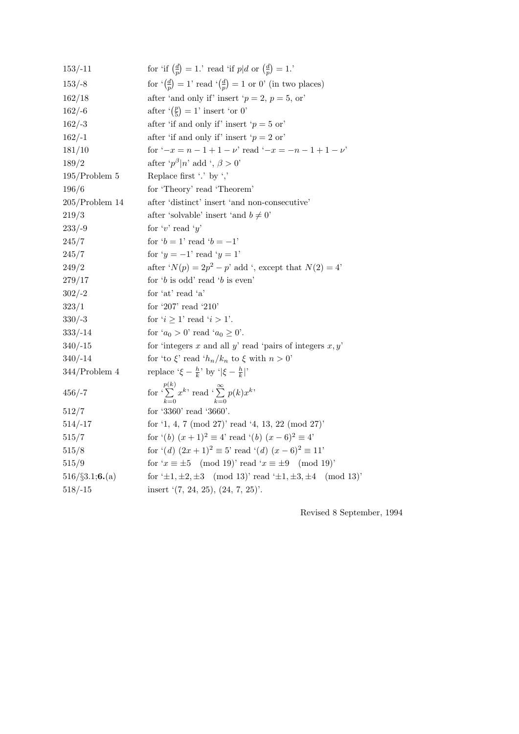| | |
|---|---|
| 153/-11 | for ‘if $\left(\frac{d}{p}\right) = 1$.’ read ‘if $p \mid d$ or $\left(\frac{d}{p}\right) = 1$.’ |
| 153/-8 | for ‘$\left(\frac{d}{p}\right) = 1$’ read ‘$\left(\frac{d}{p}\right) = 1$ or 0’ (in two places) |
| 162/18 | after ‘and only if’ insert ‘$p = 2$, $p = 5$, or’ |
| 162/-6 | after ‘$\left(\frac{p}{5}\right) = 1$’ insert ‘or 0’ |
| 162/-3 | after ‘if and only if’ insert ‘$p = 5$ or’ |
| 162/-1 | after ‘if and only if’ insert ‘$p = 2$ or’ |
| 181/10 | for ‘$-x = n - 1 + 1 - \nu$’ read ‘$-x = -n - 1 + 1 - \nu$’ |
| 189/2 | after ‘$p^\beta \mid n$’ add ‘, $\beta > 0$’ |
| 195/Problem 5 | Replace first ‘.’ by ‘,’ |
| 196/6 | for ‘Theory’ read ‘Theorem’ |
| 205/Problem 14 | after ‘distinct’ insert ‘and non-consecutive’ |
| 219/3 | after ‘solvable’ insert ‘and $b \neq 0$’ |
| 233/-9 | for ‘$v$’ read ‘$y$’ |
| 245/7 | for ‘$b = 1$’ read ‘$b = -1$’ |
| 245/7 | for ‘$y = -1$’ read ‘$y = 1$’ |
| 249/2 | after ‘$N(p) = 2p^2 - p$’ add ‘, except that $N(2) = 4$’ |
| 279/17 | for ‘$b$ is odd’ read ‘$b$ is even’ |
| 302/-2 | for ‘at’ read ‘a’ |
| 323/1 | for ‘207’ read ‘210’ |
| 330/-3 | for ‘$i \geq 1$’ read ‘$i > 1$’. |
| 333/-14 | for ‘$a_0 > 0$’ read ‘$a_0 \geq 0$’. |
| 340/-15 | for ‘integers $x$ and all $y$’ read ‘pairs of integers $x, y$’ |
| 340/-14 | for ‘to $\xi$’ read ‘$h_n/k_n$ to $\xi$ with $n > 0$’ |
| 344/Problem 4 | replace ‘$\xi - \frac{h}{k}$’ by ‘$\lvert\xi - \frac{h}{k}\rvert$’ |
| 456/-7 | for ‘$\sum_{k=0}^{p(k)} x^k$’ read ‘$\sum_{k=0}^{\infty} p(k)x^k$’ |
| 512/7 | for ‘3360’ read ‘3660’. |
| 514/-17 | for ‘1, 4, 7 (mod 27)’ read ‘4, 13, 22 (mod 27)’ |
| 515/7 | for ‘$(b)$ $(x+1)^2 \equiv 4$’ read ‘$(b)$ $(x-6)^2 \equiv 4$’ |
| 515/8 | for ‘$(d)$ $(2x+1)^2 \equiv 5$’ read ‘$(d)$ $(x-6)^2 \equiv 11$’ |
| 515/9 | for ‘$x \equiv \pm 5 \pmod{19}$’ read ‘$x \equiv \pm 9 \pmod{19}$’ |
| 516/§3.1;**6.**(a) | for ‘$\pm 1, \pm 2, \pm 3 \pmod{13}$’ read ‘$\pm 1, \pm 3, \pm 4 \pmod{13}$’ |
| 518/-15 | insert ‘(7, 24, 25), (24, 7, 25)’. |

Revised 8 September, 1994